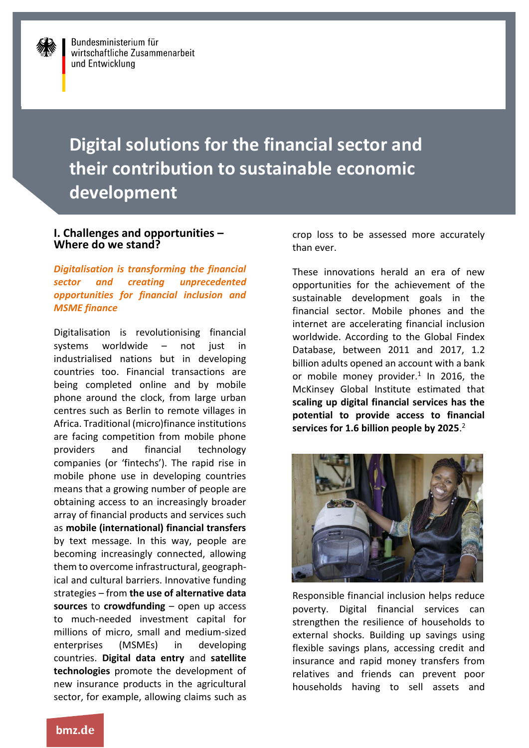Bundesministerium für wirtschaftliche Zusammenarbeit und Entwicklung

# Digital solutions for the financial sector and their contribution to sustainable economic development

## I. Challenges and opportunities – Where do we stand?

***Digitalisation is transforming the financial sector and creating unprecedented opportunities for financial inclusion and MSME finance***

Digitalisation is revolutionising financial systems worldwide – not just in industrialised nations but in developing countries too. Financial transactions are being completed online and by mobile phone around the clock, from large urban centres such as Berlin to remote villages in Africa. Traditional (micro)finance institutions are facing competition from mobile phone providers and financial technology companies (or 'fintechs'). The rapid rise in mobile phone use in developing countries means that a growing number of people are obtaining access to an increasingly broader array of financial products and services such as **mobile (international) financial transfers** by text message. In this way, people are becoming increasingly connected, allowing them to overcome infrastructural, geographical and cultural barriers. Innovative funding strategies – from **the use of alternative data sources** to **crowdfunding** – open up access to much-needed investment capital for millions of micro, small and medium-sized enterprises (MSMEs) in developing countries. **Digital data entry** and **satellite technologies** promote the development of new insurance products in the agricultural sector, for example, allowing claims such as crop loss to be assessed more accurately than ever.

These innovations herald an era of new opportunities for the achievement of the sustainable development goals in the financial sector. Mobile phones and the internet are accelerating financial inclusion worldwide. According to the Global Findex Database, between 2011 and 2017, 1.2 billion adults opened an account with a bank or mobile money provider.[1] In 2016, the McKinsey Global Institute estimated that **scaling up digital financial services has the potential to provide access to financial services for 1.6 billion people by 2025**.[2]

Responsible financial inclusion helps reduce poverty. Digital financial services can strengthen the resilience of households to external shocks. Building up savings using flexible savings plans, accessing credit and insurance and rapid money transfers from relatives and friends can prevent poor households having to sell assets and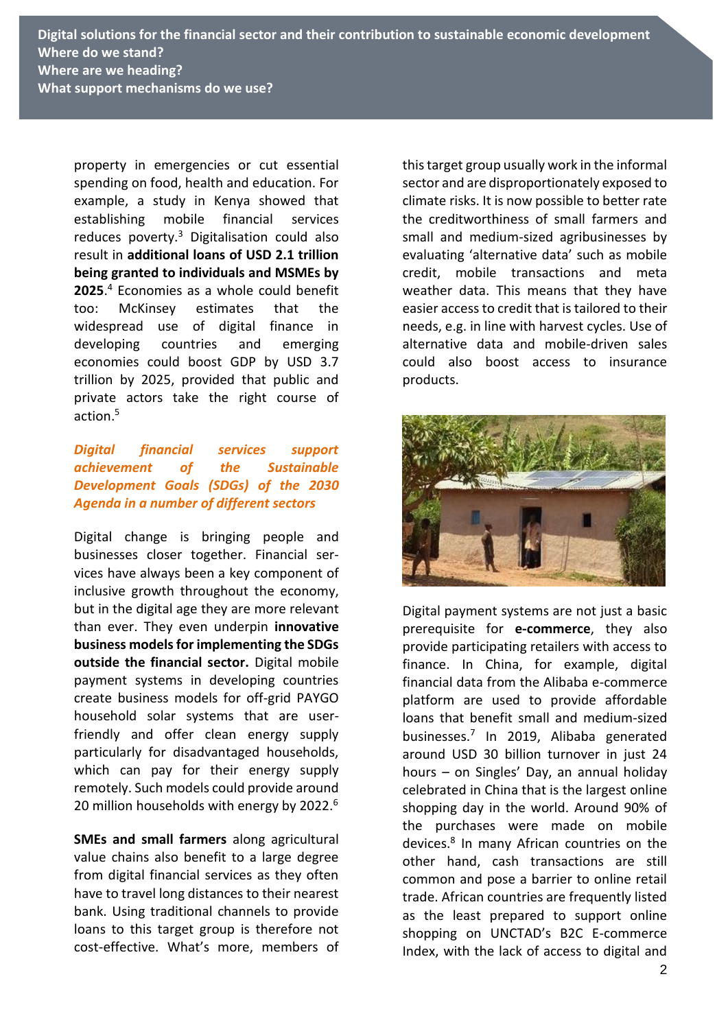property in emergencies or cut essential spending on food, health and education. For example, a study in Kenya showed that establishing mobile financial services reduces poverty.[3] Digitalisation could also result in **additional loans of USD 2.1 trillion being granted to individuals and MSMEs by 2025**.[4] Economies as a whole could benefit too: McKinsey estimates that the widespread use of digital finance in developing countries and emerging economies could boost GDP by USD 3.7 trillion by 2025, provided that public and private actors take the right course of action.[5]

***Digital financial services support achievement of the Sustainable Development Goals (SDGs) of the 2030 Agenda in a number of different sectors***

Digital change is bringing people and businesses closer together. Financial services have always been a key component of inclusive growth throughout the economy, but in the digital age they are more relevant than ever. They even underpin **innovative business models for implementing the SDGs outside the financial sector.** Digital mobile payment systems in developing countries create business models for off-grid PAYGO household solar systems that are user-friendly and offer clean energy supply particularly for disadvantaged households, which can pay for their energy supply remotely. Such models could provide around 20 million households with energy by 2022.[6]

**SMEs and small farmers** along agricultural value chains also benefit to a large degree from digital financial services as they often have to travel long distances to their nearest bank. Using traditional channels to provide loans to this target group is therefore not cost-effective. What's more, members of this target group usually work in the informal sector and are disproportionately exposed to climate risks. It is now possible to better rate the creditworthiness of small farmers and small and medium-sized agribusinesses by evaluating 'alternative data' such as mobile credit, mobile transactions and meta weather data. This means that they have easier access to credit that is tailored to their needs, e.g. in line with harvest cycles. Use of alternative data and mobile-driven sales could also boost access to insurance products.

Digital payment systems are not just a basic prerequisite for **e-commerce**, they also provide participating retailers with access to finance. In China, for example, digital financial data from the Alibaba e-commerce platform are used to provide affordable loans that benefit small and medium-sized businesses.[7] In 2019, Alibaba generated around USD 30 billion turnover in just 24 hours – on Singles' Day, an annual holiday celebrated in China that is the largest online shopping day in the world. Around 90% of the purchases were made on mobile devices.[8] In many African countries on the other hand, cash transactions are still common and pose a barrier to online retail trade. African countries are frequently listed as the least prepared to support online shopping on UNCTAD's B2C E-commerce Index, with the lack of access to digital and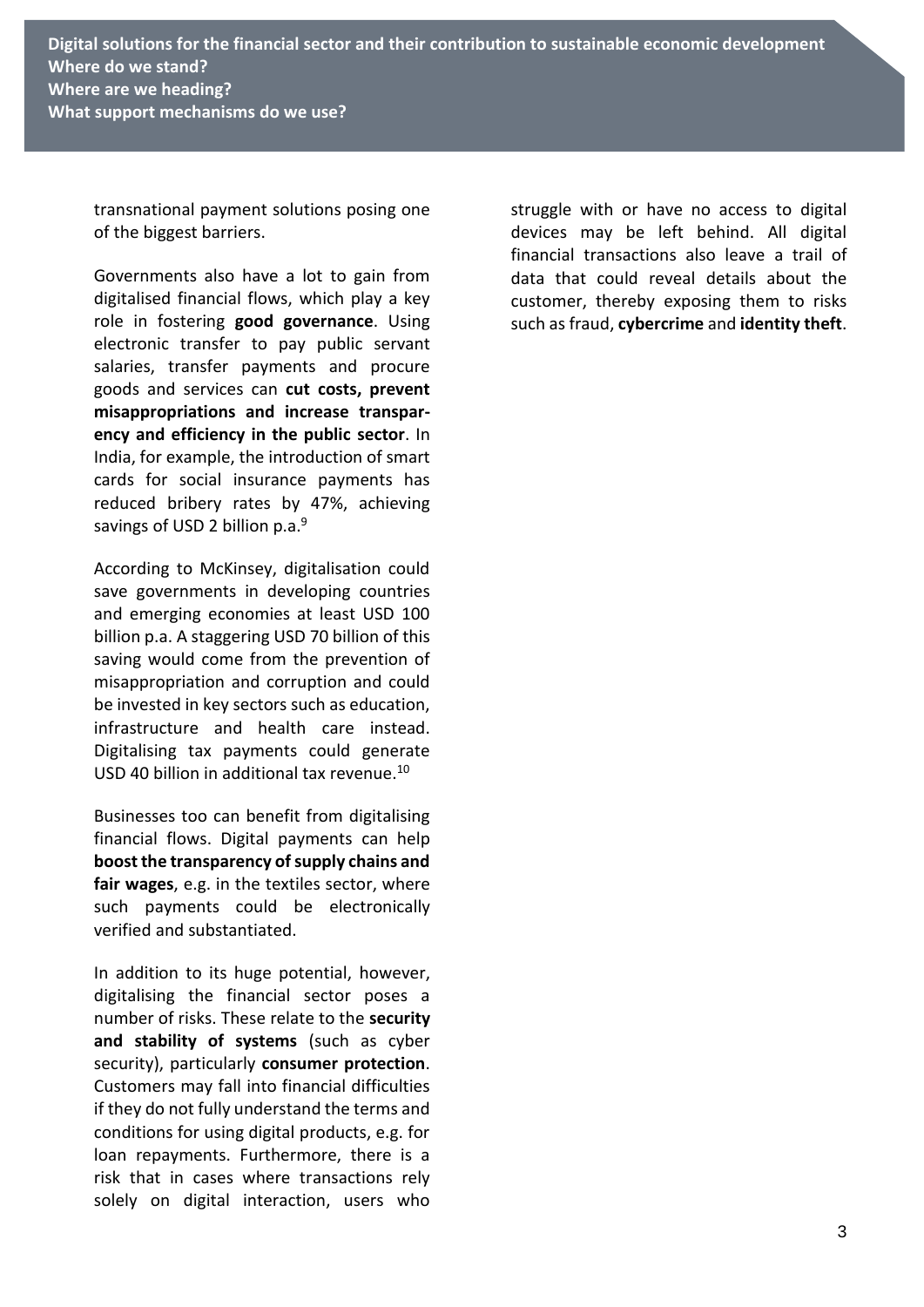transnational payment solutions posing one of the biggest barriers.

Governments also have a lot to gain from digitalised financial flows, which play a key role in fostering **good governance**. Using electronic transfer to pay public servant salaries, transfer payments and procure goods and services can **cut costs, prevent misappropriations and increase transparency and efficiency in the public sector**. In India, for example, the introduction of smart cards for social insurance payments has reduced bribery rates by 47%, achieving savings of USD 2 billion p.a.[9]

According to McKinsey, digitalisation could save governments in developing countries and emerging economies at least USD 100 billion p.a. A staggering USD 70 billion of this saving would come from the prevention of misappropriation and corruption and could be invested in key sectors such as education, infrastructure and health care instead. Digitalising tax payments could generate USD 40 billion in additional tax revenue.[10]

Businesses too can benefit from digitalising financial flows. Digital payments can help **boost the transparency of supply chains and fair wages**, e.g. in the textiles sector, where such payments could be electronically verified and substantiated.

In addition to its huge potential, however, digitalising the financial sector poses a number of risks. These relate to the **security and stability of systems** (such as cyber security), particularly **consumer protection**. Customers may fall into financial difficulties if they do not fully understand the terms and conditions for using digital products, e.g. for loan repayments. Furthermore, there is a risk that in cases where transactions rely solely on digital interaction, users who struggle with or have no access to digital devices may be left behind. All digital financial transactions also leave a trail of data that could reveal details about the customer, thereby exposing them to risks such as fraud, **cybercrime** and **identity theft**.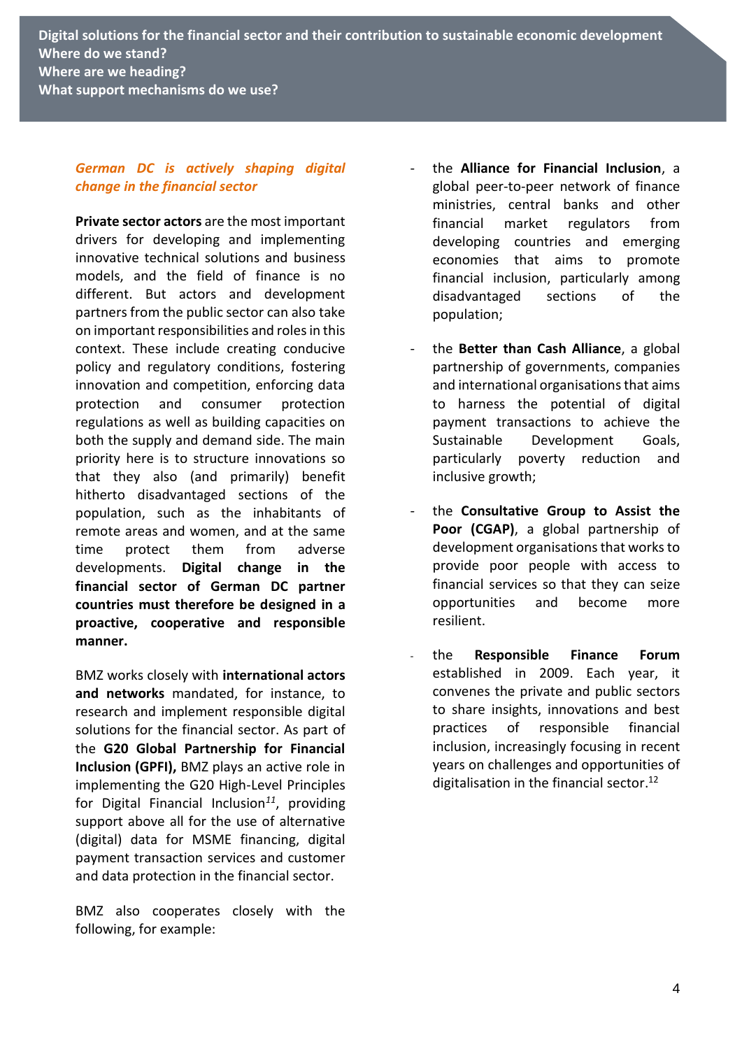*German DC is actively shaping digital change in the financial sector*

**Private sector actors** are the most important drivers for developing and implementing innovative technical solutions and business models, and the field of finance is no different. But actors and development partners from the public sector can also take on important responsibilities and roles in this context. These include creating conducive policy and regulatory conditions, fostering innovation and competition, enforcing data protection and consumer protection regulations as well as building capacities on both the supply and demand side. The main priority here is to structure innovations so that they also (and primarily) benefit hitherto disadvantaged sections of the population, such as the inhabitants of remote areas and women, and at the same time protect them from adverse developments. **Digital change in the financial sector of German DC partner countries must therefore be designed in a proactive, cooperative and responsible manner.**

BMZ works closely with **international actors and networks** mandated, for instance, to research and implement responsible digital solutions for the financial sector. As part of the **G20 Global Partnership for Financial Inclusion (GPFI),** BMZ plays an active role in implementing the G20 High-Level Principles for Digital Financial Inclusion[11], providing support above all for the use of alternative (digital) data for MSME financing, digital payment transaction services and customer and data protection in the financial sector.

BMZ also cooperates closely with the following, for example:

- the **Alliance for Financial Inclusion**, a global peer-to-peer network of finance ministries, central banks and other financial market regulators from developing countries and emerging economies that aims to promote financial inclusion, particularly among disadvantaged sections of the population;
- the **Better than Cash Alliance**, a global partnership of governments, companies and international organisations that aims to harness the potential of digital payment transactions to achieve the Sustainable Development Goals, particularly poverty reduction and inclusive growth;
- the **Consultative Group to Assist the Poor (CGAP)**, a global partnership of development organisations that works to provide poor people with access to financial services so that they can seize opportunities and become more resilient.
- the **Responsible Finance Forum** established in 2009. Each year, it convenes the private and public sectors to share insights, innovations and best practices of responsible financial inclusion, increasingly focusing in recent years on challenges and opportunities of digitalisation in the financial sector.[12]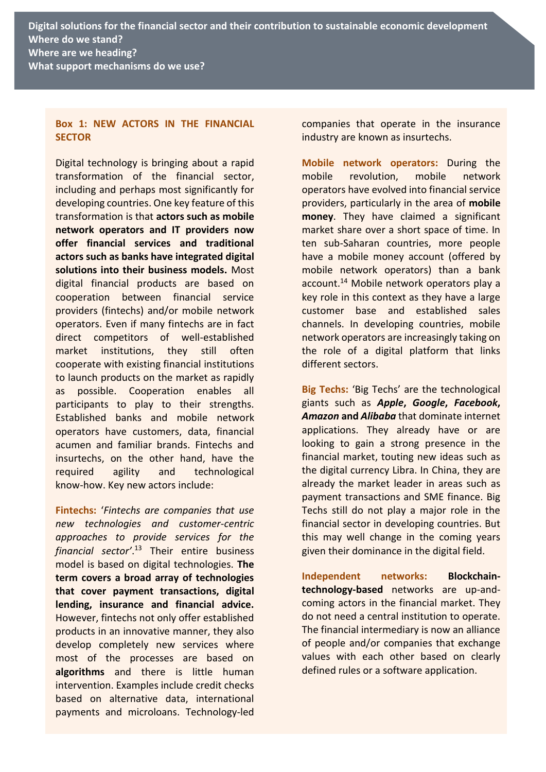## Box 1: NEW ACTORS IN THE FINANCIAL SECTOR

Digital technology is bringing about a rapid transformation of the financial sector, including and perhaps most significantly for developing countries. One key feature of this transformation is that **actors such as mobile network operators and IT providers now offer financial services and traditional actors such as banks have integrated digital solutions into their business models.** Most digital financial products are based on cooperation between financial service providers (fintechs) and/or mobile network operators. Even if many fintechs are in fact direct competitors of well-established market institutions, they still often cooperate with existing financial institutions to launch products on the market as rapidly as possible. Cooperation enables all participants to play to their strengths. Established banks and mobile network operators have customers, data, financial acumen and familiar brands. Fintechs and insurtechs, on the other hand, have the required agility and technological know-how. Key new actors include:

**Fintechs:** '*Fintechs are companies that use new technologies and customer-centric approaches to provide services for the financial sector*'.[13] Their entire business model is based on digital technologies. **The term covers a broad array of technologies that cover payment transactions, digital lending, insurance and financial advice.** However, fintechs not only offer established products in an innovative manner, they also develop completely new services where most of the processes are based on **algorithms** and there is little human intervention. Examples include credit checks based on alternative data, international payments and microloans. Technology-led companies that operate in the insurance industry are known as insurtechs.

**Mobile network operators:** During the mobile revolution, mobile network operators have evolved into financial service providers, particularly in the area of **mobile money**. They have claimed a significant market share over a short space of time. In ten sub-Saharan countries, more people have a mobile money account (offered by mobile network operators) than a bank account.[14] Mobile network operators play a key role in this context as they have a large customer base and established sales channels. In developing countries, mobile network operators are increasingly taking on the role of a digital platform that links different sectors.

**Big Techs:** 'Big Techs' are the technological giants such as ***Apple***, ***Google***, ***Facebook***, ***Amazon*** **and** ***Alibaba*** that dominate internet applications. They already have or are looking to gain a strong presence in the financial market, touting new ideas such as the digital currency Libra. In China, they are already the market leader in areas such as payment transactions and SME finance. Big Techs still do not play a major role in the financial sector in developing countries. But this may well change in the coming years given their dominance in the digital field.

**Independent networks:** **Blockchain-technology-based** networks are up-and-coming actors in the financial market. They do not need a central institution to operate. The financial intermediary is now an alliance of people and/or companies that exchange values with each other based on clearly defined rules or a software application.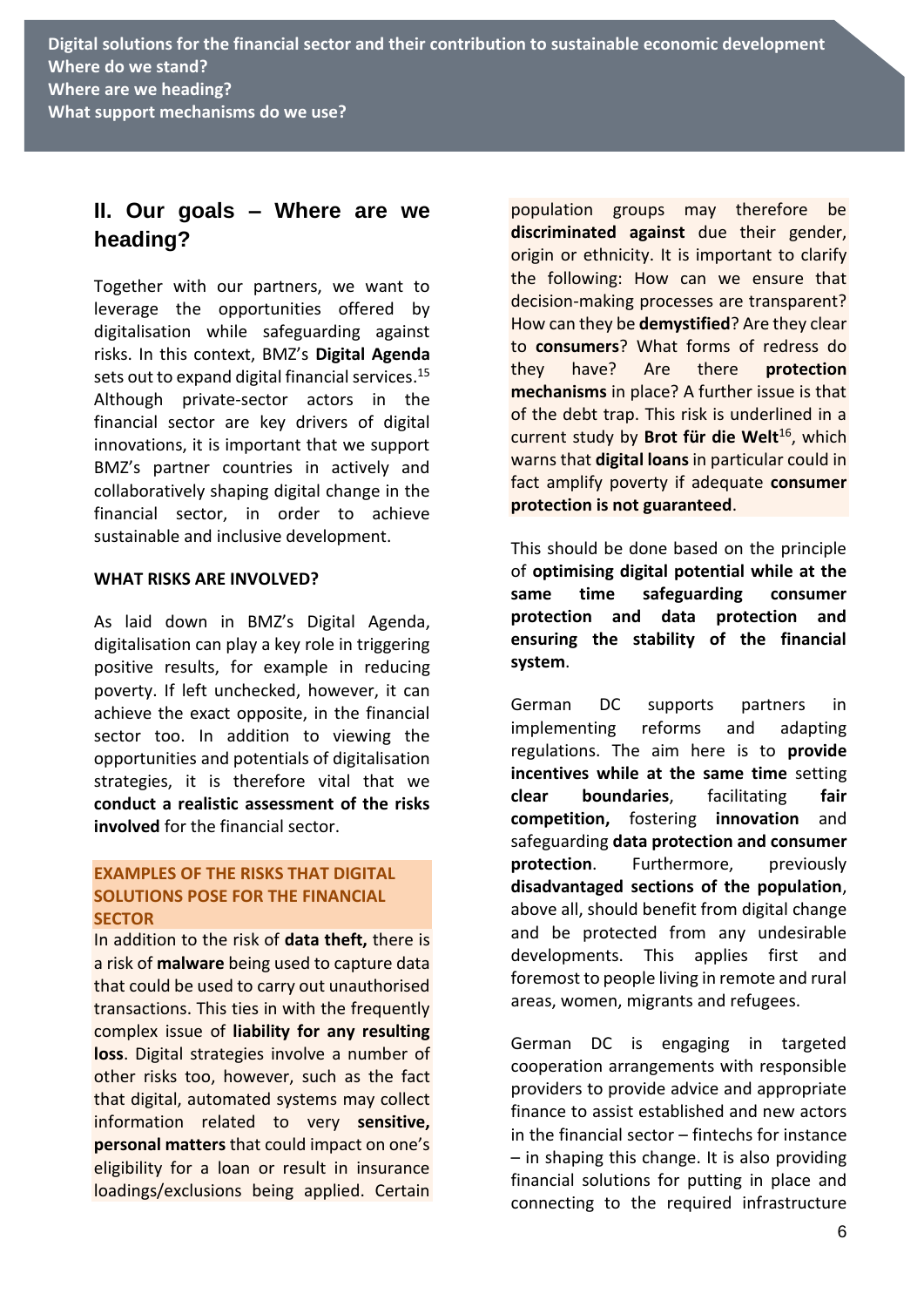## II. Our goals – Where are we heading?

Together with our partners, we want to leverage the opportunities offered by digitalisation while safeguarding against risks. In this context, BMZ's **Digital Agenda** sets out to expand digital financial services.[15] Although private-sector actors in the financial sector are key drivers of digital innovations, it is important that we support BMZ's partner countries in actively and collaboratively shaping digital change in the financial sector, in order to achieve sustainable and inclusive development.

**WHAT RISKS ARE INVOLVED?**

As laid down in BMZ's Digital Agenda, digitalisation can play a key role in triggering positive results, for example in reducing poverty. If left unchecked, however, it can achieve the exact opposite, in the financial sector too. In addition to viewing the opportunities and potentials of digitalisation strategies, it is therefore vital that we **conduct a realistic assessment of the risks involved** for the financial sector.

**EXAMPLES OF THE RISKS THAT DIGITAL SOLUTIONS POSE FOR THE FINANCIAL SECTOR**

In addition to the risk of **data theft,** there is a risk of **malware** being used to capture data that could be used to carry out unauthorised transactions. This ties in with the frequently complex issue of **liability for any resulting loss**. Digital strategies involve a number of other risks too, however, such as the fact that digital, automated systems may collect information related to very **sensitive, personal matters** that could impact on one's eligibility for a loan or result in insurance loadings/exclusions being applied. Certain population groups may therefore be **discriminated against** due their gender, origin or ethnicity. It is important to clarify the following: How can we ensure that decision-making processes are transparent? How can they be **demystified**? Are they clear to **consumers**? What forms of redress do they have? Are there **protection mechanisms** in place? A further issue is that of the debt trap. This risk is underlined in a current study by **Brot für die Welt**[16], which warns that **digital loans** in particular could in fact amplify poverty if adequate **consumer protection is not guaranteed**.

This should be done based on the principle of **optimising digital potential while at the same time safeguarding consumer protection and data protection and ensuring the stability of the financial system**.

German DC supports partners in implementing reforms and adapting regulations. The aim here is to **provide incentives while at the same time** setting **clear boundaries**, facilitating **fair competition,** fostering **innovation** and safeguarding **data protection and consumer protection**. Furthermore, previously **disadvantaged sections of the population**, above all, should benefit from digital change and be protected from any undesirable developments. This applies first and foremost to people living in remote and rural areas, women, migrants and refugees.

German DC is engaging in targeted cooperation arrangements with responsible providers to provide advice and appropriate finance to assist established and new actors in the financial sector – fintechs for instance – in shaping this change. It is also providing financial solutions for putting in place and connecting to the required infrastructure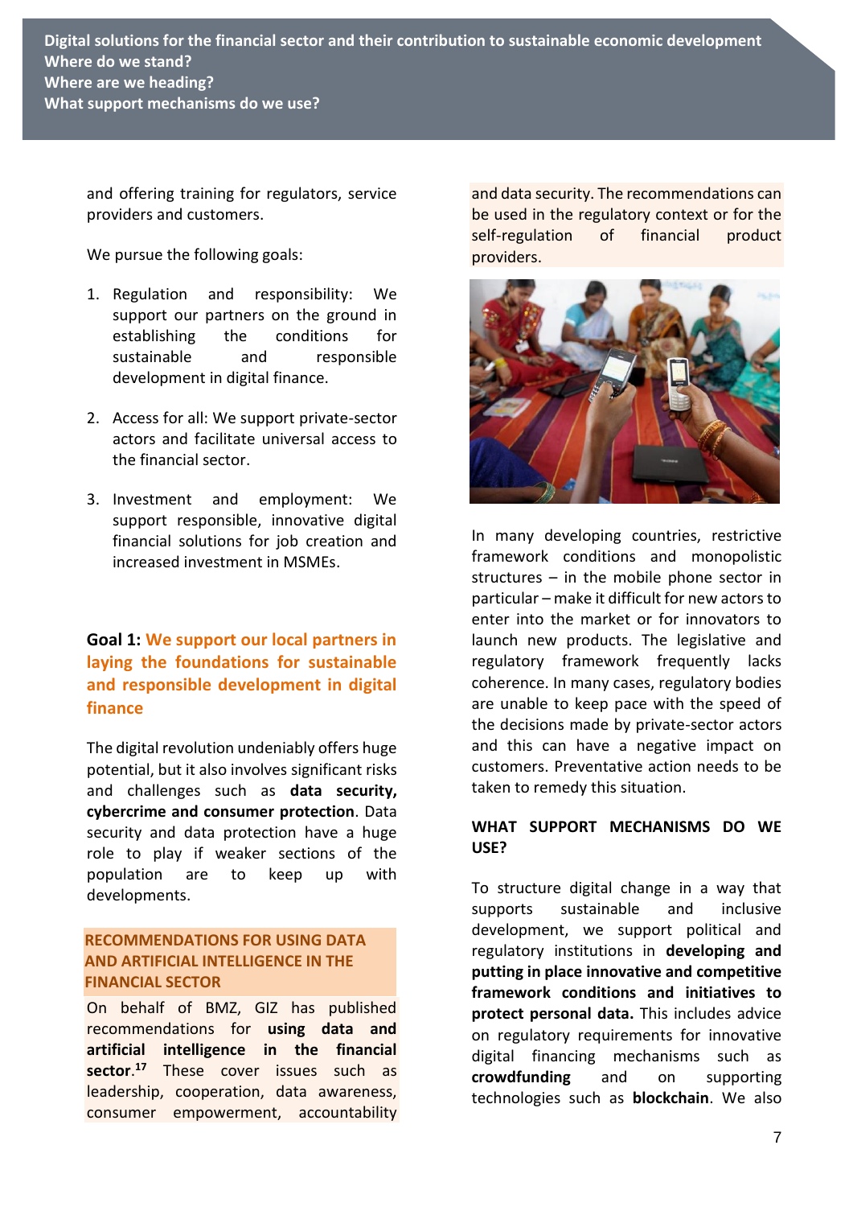and offering training for regulators, service providers and customers.

We pursue the following goals:

1. Regulation and responsibility: We support our partners on the ground in establishing the conditions for sustainable and responsible development in digital finance.

2. Access for all: We support private-sector actors and facilitate universal access to the financial sector.

3. Investment and employment: We support responsible, innovative digital financial solutions for job creation and increased investment in MSMEs.

## Goal 1: We support our local partners in laying the foundations for sustainable and responsible development in digital finance

The digital revolution undeniably offers huge potential, but it also involves significant risks and challenges such as **data security, cybercrime and consumer protection**. Data security and data protection have a huge role to play if weaker sections of the population are to keep up with developments.

**RECOMMENDATIONS FOR USING DATA AND ARTIFICIAL INTELLIGENCE IN THE FINANCIAL SECTOR**

On behalf of BMZ, GIZ has published recommendations for **using data and artificial intelligence in the financial sector**.[17] These cover issues such as leadership, cooperation, data awareness, consumer empowerment, accountability and data security. The recommendations can be used in the regulatory context or for the self-regulation of financial product providers.

In many developing countries, restrictive framework conditions and monopolistic structures – in the mobile phone sector in particular – make it difficult for new actors to enter into the market or for innovators to launch new products. The legislative and regulatory framework frequently lacks coherence. In many cases, regulatory bodies are unable to keep pace with the speed of the decisions made by private-sector actors and this can have a negative impact on customers. Preventative action needs to be taken to remedy this situation.

### WHAT SUPPORT MECHANISMS DO WE USE?

To structure digital change in a way that supports sustainable and inclusive development, we support political and regulatory institutions in **developing and putting in place innovative and competitive framework conditions and initiatives to protect personal data.** This includes advice on regulatory requirements for innovative digital financing mechanisms such as **crowdfunding** and on supporting technologies such as **blockchain**. We also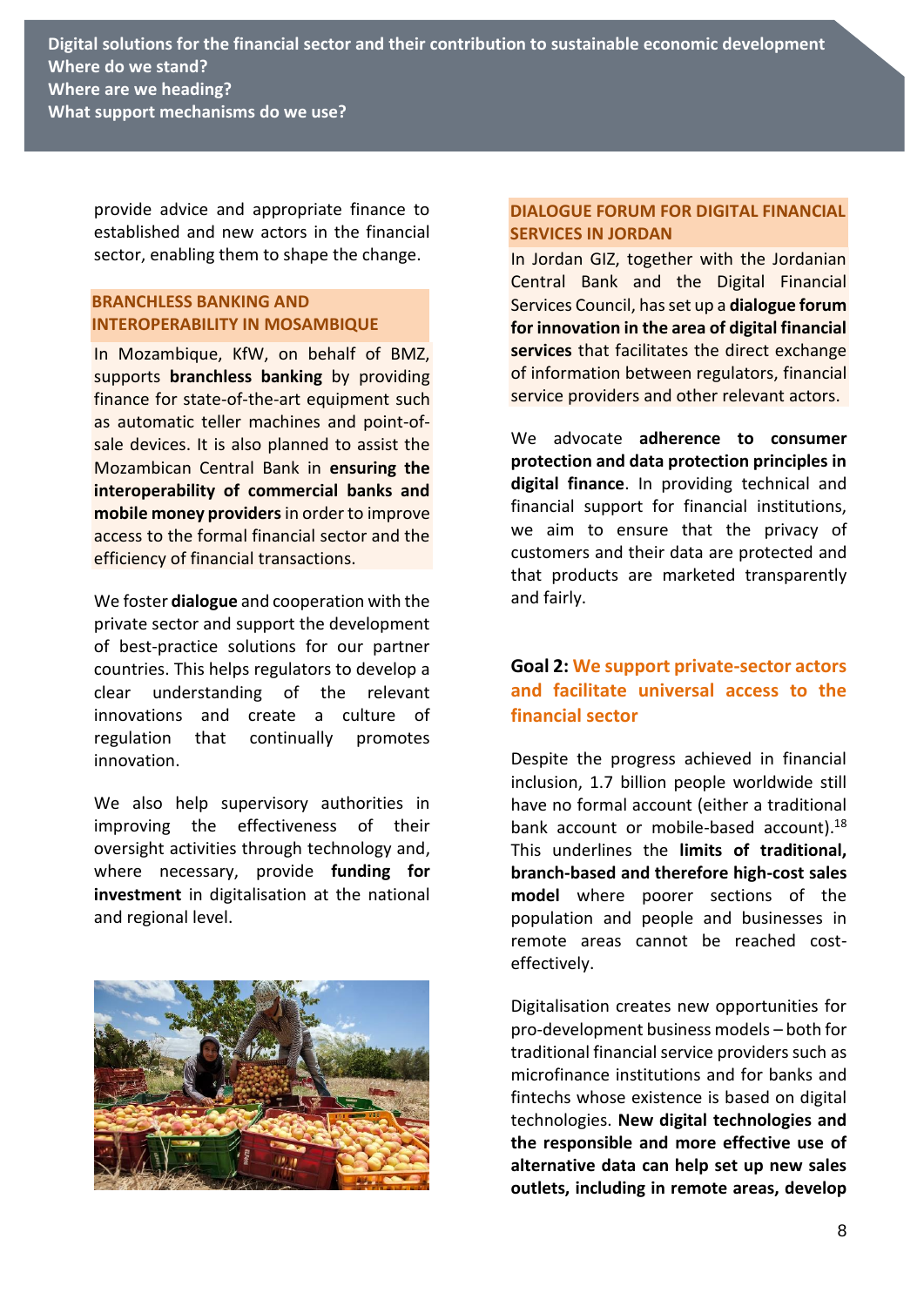provide advice and appropriate finance to established and new actors in the financial sector, enabling them to shape the change.

**BRANCHLESS BANKING AND INTEROPERABILITY IN MOSAMBIQUE**

In Mozambique, KfW, on behalf of BMZ, supports **branchless banking** by providing finance for state-of-the-art equipment such as automatic teller machines and point-of-sale devices. It is also planned to assist the Mozambican Central Bank in **ensuring the interoperability of commercial banks and mobile money providers** in order to improve access to the formal financial sector and the efficiency of financial transactions.

We foster **dialogue** and cooperation with the private sector and support the development of best-practice solutions for our partner countries. This helps regulators to develop a clear understanding of the relevant innovations and create a culture of regulation that continually promotes innovation.

We also help supervisory authorities in improving the effectiveness of their oversight activities through technology and, where necessary, provide **funding for investment** in digitalisation at the national and regional level.

**DIALOGUE FORUM FOR DIGITAL FINANCIAL SERVICES IN JORDAN**

In Jordan GIZ, together with the Jordanian Central Bank and the Digital Financial Services Council, has set up a **dialogue forum for innovation in the area of digital financial services** that facilitates the direct exchange of information between regulators, financial service providers and other relevant actors.

We advocate **adherence to consumer protection and data protection principles in digital finance**. In providing technical and financial support for financial institutions, we aim to ensure that the privacy of customers and their data are protected and that products are marketed transparently and fairly.

## Goal 2: We support private-sector actors and facilitate universal access to the financial sector

Despite the progress achieved in financial inclusion, 1.7 billion people worldwide still have no formal account (either a traditional bank account or mobile-based account).[18] This underlines the **limits of traditional, branch-based and therefore high-cost sales model** where poorer sections of the population and people and businesses in remote areas cannot be reached cost-effectively.

Digitalisation creates new opportunities for pro-development business models – both for traditional financial service providers such as microfinance institutions and for banks and fintechs whose existence is based on digital technologies. **New digital technologies and the responsible and more effective use of alternative data can help set up new sales outlets, including in remote areas, develop**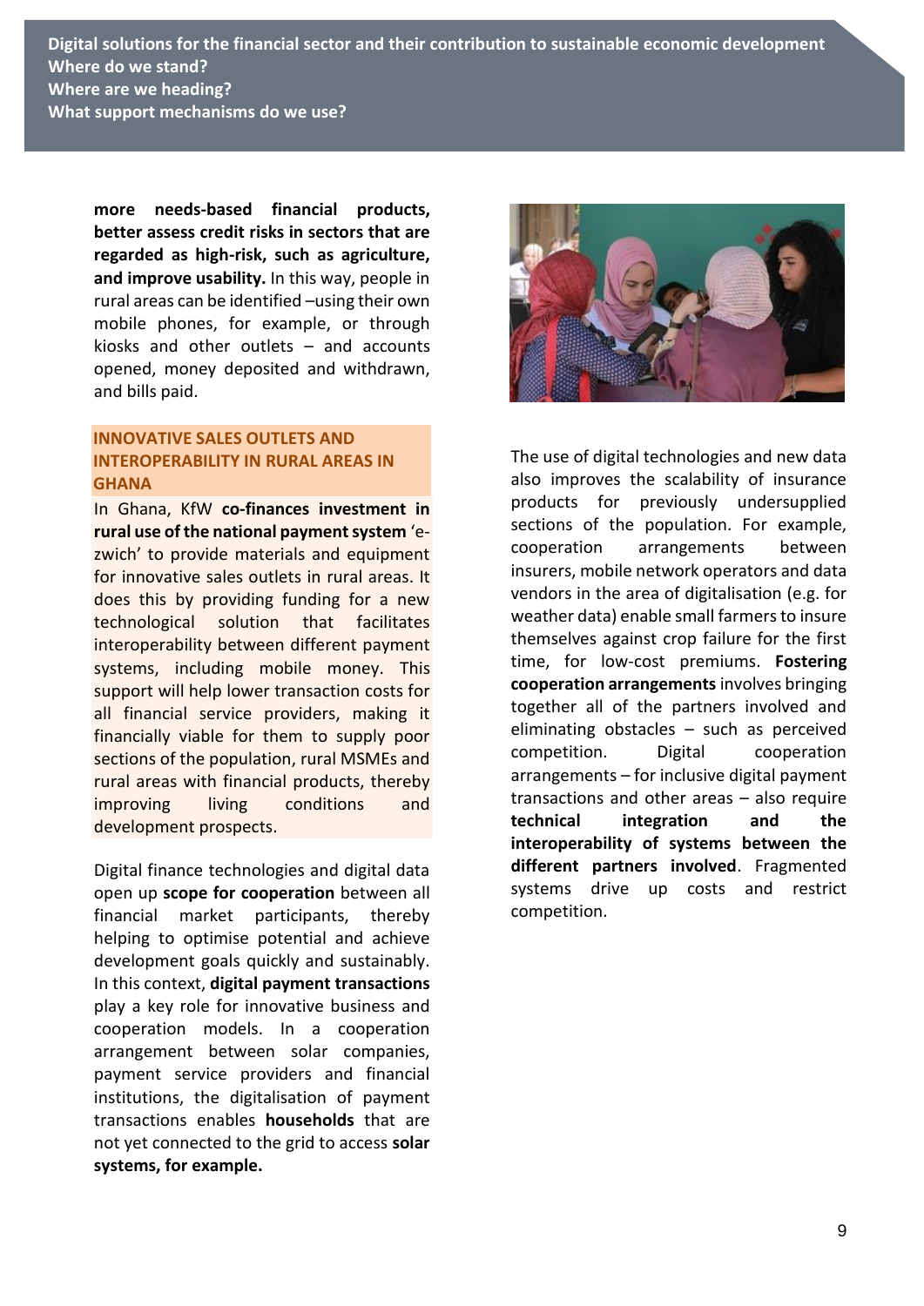**more needs-based financial products, better assess credit risks in sectors that are regarded as high-risk, such as agriculture, and improve usability.** In this way, people in rural areas can be identified –using their own mobile phones, for example, or through kiosks and other outlets – and accounts opened, money deposited and withdrawn, and bills paid.

### INNOVATIVE SALES OUTLETS AND INTEROPERABILITY IN RURAL AREAS IN GHANA

In Ghana, KfW **co-finances investment in rural use of the national payment system** 'e-zwich' to provide materials and equipment for innovative sales outlets in rural areas. It does this by providing funding for a new technological solution that facilitates interoperability between different payment systems, including mobile money. This support will help lower transaction costs for all financial service providers, making it financially viable for them to supply poor sections of the population, rural MSMEs and rural areas with financial products, thereby improving living conditions and development prospects.

Digital finance technologies and digital data open up **scope for cooperation** between all financial market participants, thereby helping to optimise potential and achieve development goals quickly and sustainably. In this context, **digital payment transactions** play a key role for innovative business and cooperation models. In a cooperation arrangement between solar companies, payment service providers and financial institutions, the digitalisation of payment transactions enables **households** that are not yet connected to the grid to access **solar systems, for example.**

The use of digital technologies and new data also improves the scalability of insurance products for previously undersupplied sections of the population. For example, cooperation arrangements between insurers, mobile network operators and data vendors in the area of digitalisation (e.g. for weather data) enable small farmers to insure themselves against crop failure for the first time, for low-cost premiums. **Fostering cooperation arrangements** involves bringing together all of the partners involved and eliminating obstacles – such as perceived competition. Digital cooperation arrangements – for inclusive digital payment transactions and other areas – also require **technical integration and the interoperability of systems between the different partners involved**. Fragmented systems drive up costs and restrict competition.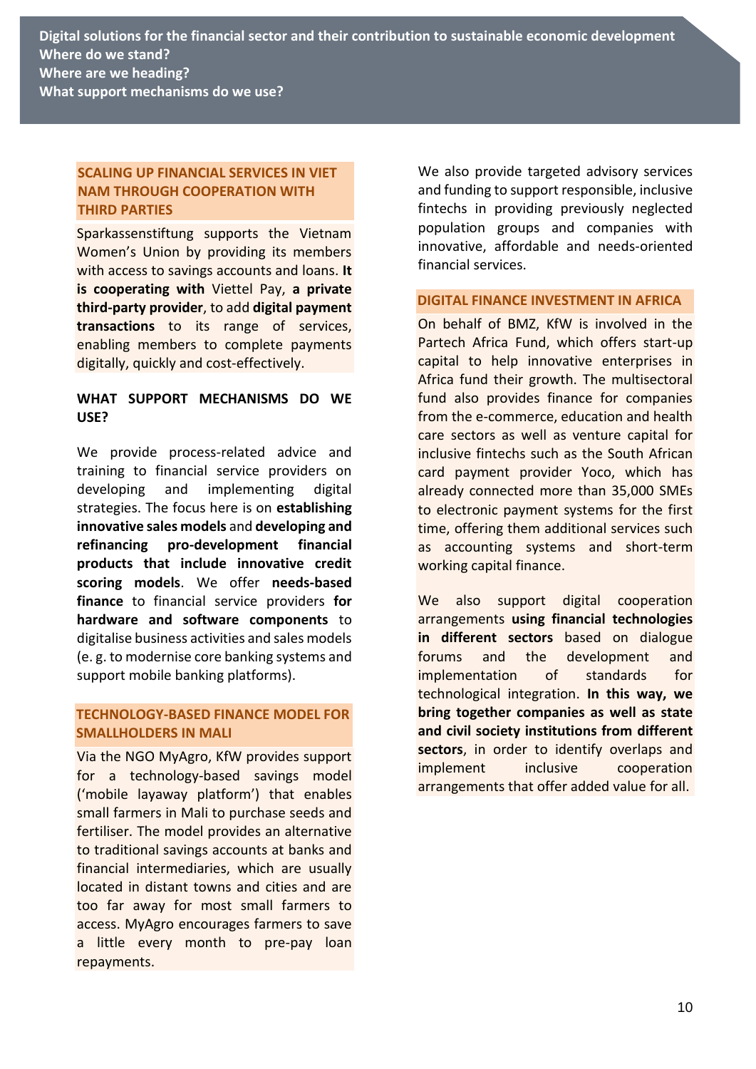### SCALING UP FINANCIAL SERVICES IN VIET NAM THROUGH COOPERATION WITH THIRD PARTIES

Sparkassenstiftung supports the Vietnam Women's Union by providing its members with access to savings accounts and loans. **It is cooperating with** Viettel Pay, **a private third-party provider**, to add **digital payment transactions** to its range of services, enabling members to complete payments digitally, quickly and cost-effectively.

## WHAT SUPPORT MECHANISMS DO WE USE?

We provide process-related advice and training to financial service providers on developing and implementing digital strategies. The focus here is on **establishing innovative sales models** and **developing and refinancing pro-development financial products that include innovative credit scoring models**. We offer **needs-based finance** to financial service providers **for hardware and software components** to digitalise business activities and sales models (e. g. to modernise core banking systems and support mobile banking platforms).

### TECHNOLOGY-BASED FINANCE MODEL FOR SMALLHOLDERS IN MALI

Via the NGO MyAgro, KfW provides support for a technology-based savings model ('mobile layaway platform') that enables small farmers in Mali to purchase seeds and fertiliser. The model provides an alternative to traditional savings accounts at banks and financial intermediaries, which are usually located in distant towns and cities and are too far away for most small farmers to access. MyAgro encourages farmers to save a little every month to pre-pay loan repayments.

We also provide targeted advisory services and funding to support responsible, inclusive fintechs in providing previously neglected population groups and companies with innovative, affordable and needs-oriented financial services.

### DIGITAL FINANCE INVESTMENT IN AFRICA

On behalf of BMZ, KfW is involved in the Partech Africa Fund, which offers start-up capital to help innovative enterprises in Africa fund their growth. The multisectoral fund also provides finance for companies from the e-commerce, education and health care sectors as well as venture capital for inclusive fintechs such as the South African card payment provider Yoco, which has already connected more than 35,000 SMEs to electronic payment systems for the first time, offering them additional services such as accounting systems and short-term working capital finance.

We also support digital cooperation arrangements **using financial technologies in different sectors** based on dialogue forums and the development and implementation of standards for technological integration. **In this way, we bring together companies as well as state and civil society institutions from different sectors**, in order to identify overlaps and implement inclusive cooperation arrangements that offer added value for all.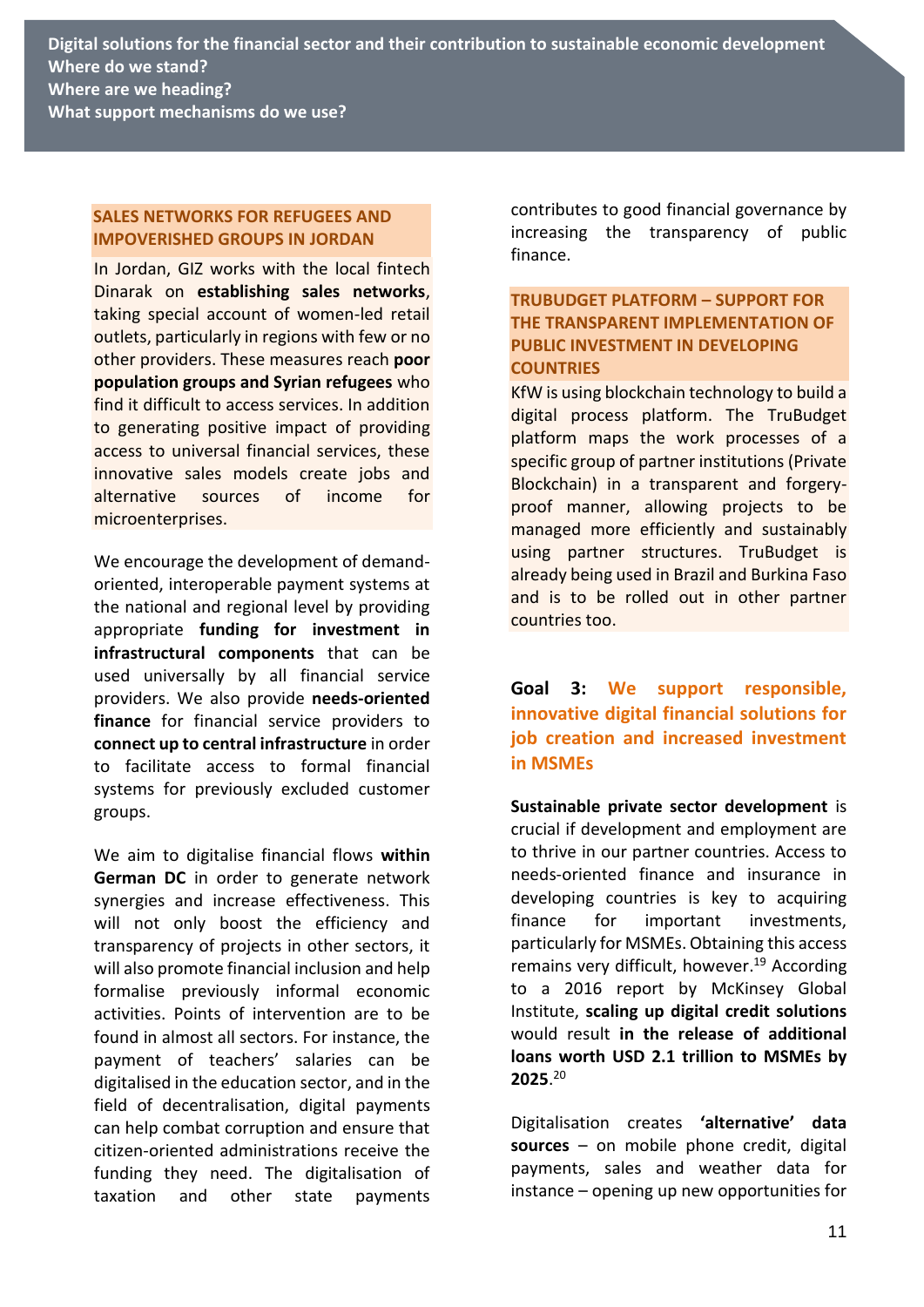### SALES NETWORKS FOR REFUGEES AND IMPOVERISHED GROUPS IN JORDAN

In Jordan, GIZ works with the local fintech Dinarak on **establishing sales networks**, taking special account of women-led retail outlets, particularly in regions with few or no other providers. These measures reach **poor population groups and Syrian refugees** who find it difficult to access services. In addition to generating positive impact of providing access to universal financial services, these innovative sales models create jobs and alternative sources of income for microenterprises.

We encourage the development of demand-oriented, interoperable payment systems at the national and regional level by providing appropriate **funding for investment in infrastructural components** that can be used universally by all financial service providers. We also provide **needs-oriented finance** for financial service providers to **connect up to central infrastructure** in order to facilitate access to formal financial systems for previously excluded customer groups.

We aim to digitalise financial flows **within German DC** in order to generate network synergies and increase effectiveness. This will not only boost the efficiency and transparency of projects in other sectors, it will also promote financial inclusion and help formalise previously informal economic activities. Points of intervention are to be found in almost all sectors. For instance, the payment of teachers' salaries can be digitalised in the education sector, and in the field of decentralisation, digital payments can help combat corruption and ensure that citizen-oriented administrations receive the funding they need. The digitalisation of taxation and other state payments contributes to good financial governance by increasing the transparency of public finance.

### TRUBUDGET PLATFORM – SUPPORT FOR THE TRANSPARENT IMPLEMENTATION OF PUBLIC INVESTMENT IN DEVELOPING COUNTRIES

KfW is using blockchain technology to build a digital process platform. The TruBudget platform maps the work processes of a specific group of partner institutions (Private Blockchain) in a transparent and forgery-proof manner, allowing projects to be managed more efficiently and sustainably using partner structures. TruBudget is already being used in Brazil and Burkina Faso and is to be rolled out in other partner countries too.

## Goal 3: We support responsible, innovative digital financial solutions for job creation and increased investment in MSMEs

**Sustainable private sector development** is crucial if development and employment are to thrive in our partner countries. Access to needs-oriented finance and insurance in developing countries is key to acquiring finance for important investments, particularly for MSMEs. Obtaining this access remains very difficult, however.[19] According to a 2016 report by McKinsey Global Institute, **scaling up digital credit solutions** would result **in the release of additional loans worth USD 2.1 trillion to MSMEs by 2025**.[20]

Digitalisation creates **'alternative' data sources** – on mobile phone credit, digital payments, sales and weather data for instance – opening up new opportunities for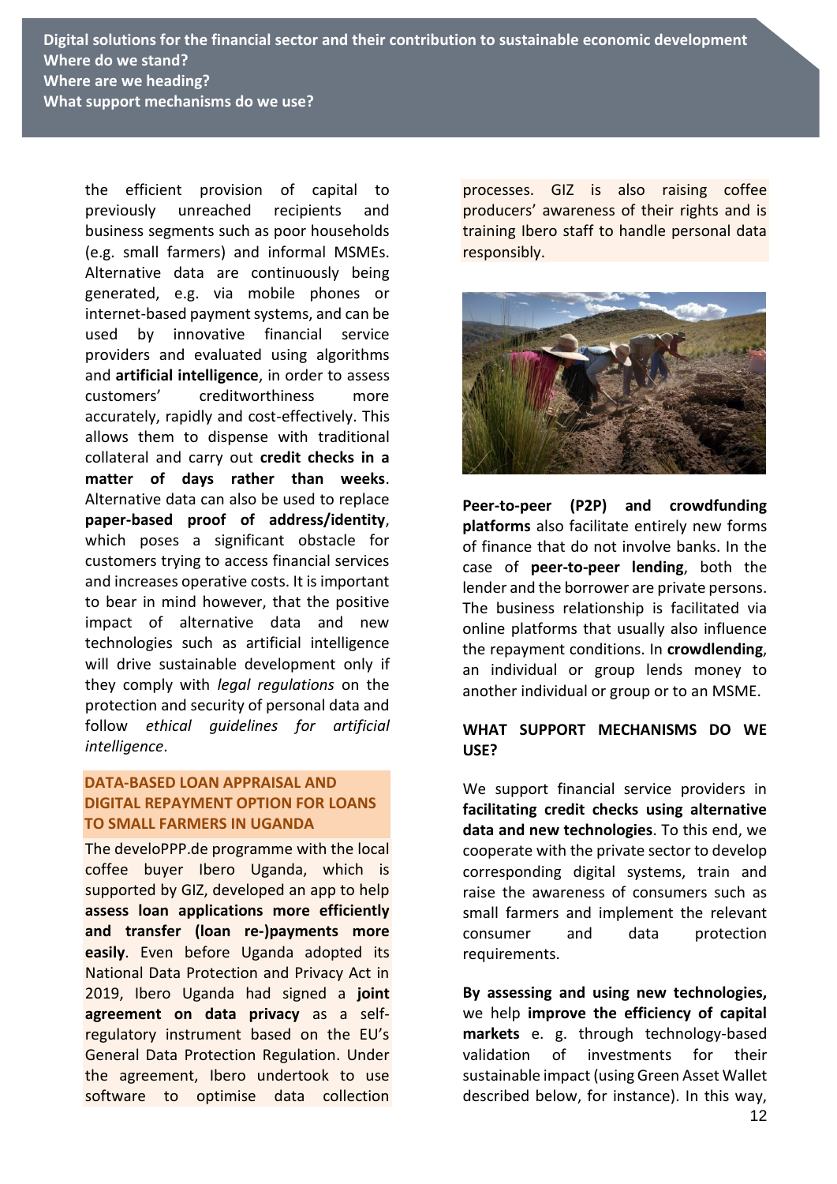the efficient provision of capital to previously unreached recipients and business segments such as poor households (e.g. small farmers) and informal MSMEs. Alternative data are continuously being generated, e.g. via mobile phones or internet-based payment systems, and can be used by innovative financial service providers and evaluated using algorithms and **artificial intelligence**, in order to assess customers' creditworthiness more accurately, rapidly and cost-effectively. This allows them to dispense with traditional collateral and carry out **credit checks in a matter of days rather than weeks**. Alternative data can also be used to replace **paper-based proof of address/identity**, which poses a significant obstacle for customers trying to access financial services and increases operative costs. It is important to bear in mind however, that the positive impact of alternative data and new technologies such as artificial intelligence will drive sustainable development only if they comply with *legal regulations* on the protection and security of personal data and follow *ethical guidelines for artificial intelligence*.

**DATA-BASED LOAN APPRAISAL AND DIGITAL REPAYMENT OPTION FOR LOANS TO SMALL FARMERS IN UGANDA**

The develoPPP.de programme with the local coffee buyer Ibero Uganda, which is supported by GIZ, developed an app to help **assess loan applications more efficiently and transfer (loan re-)payments more easily**. Even before Uganda adopted its National Data Protection and Privacy Act in 2019, Ibero Uganda had signed a **joint agreement on data privacy** as a self-regulatory instrument based on the EU's General Data Protection Regulation. Under the agreement, Ibero undertook to use software to optimise data collection processes. GIZ is also raising coffee producers' awareness of their rights and is training Ibero staff to handle personal data responsibly.

**Peer-to-peer (P2P) and crowdfunding platforms** also facilitate entirely new forms of finance that do not involve banks. In the case of **peer-to-peer lending**, both the lender and the borrower are private persons. The business relationship is facilitated via online platforms that usually also influence the repayment conditions. In **crowdlending**, an individual or group lends money to another individual or group or to an MSME.

## WHAT SUPPORT MECHANISMS DO WE USE?

We support financial service providers in **facilitating credit checks using alternative data and new technologies**. To this end, we cooperate with the private sector to develop corresponding digital systems, train and raise the awareness of consumers such as small farmers and implement the relevant consumer and data protection requirements.

**By assessing and using new technologies,** we help **improve the efficiency of capital markets** e. g. through technology-based validation of investments for their sustainable impact (using Green Asset Wallet described below, for instance). In this way,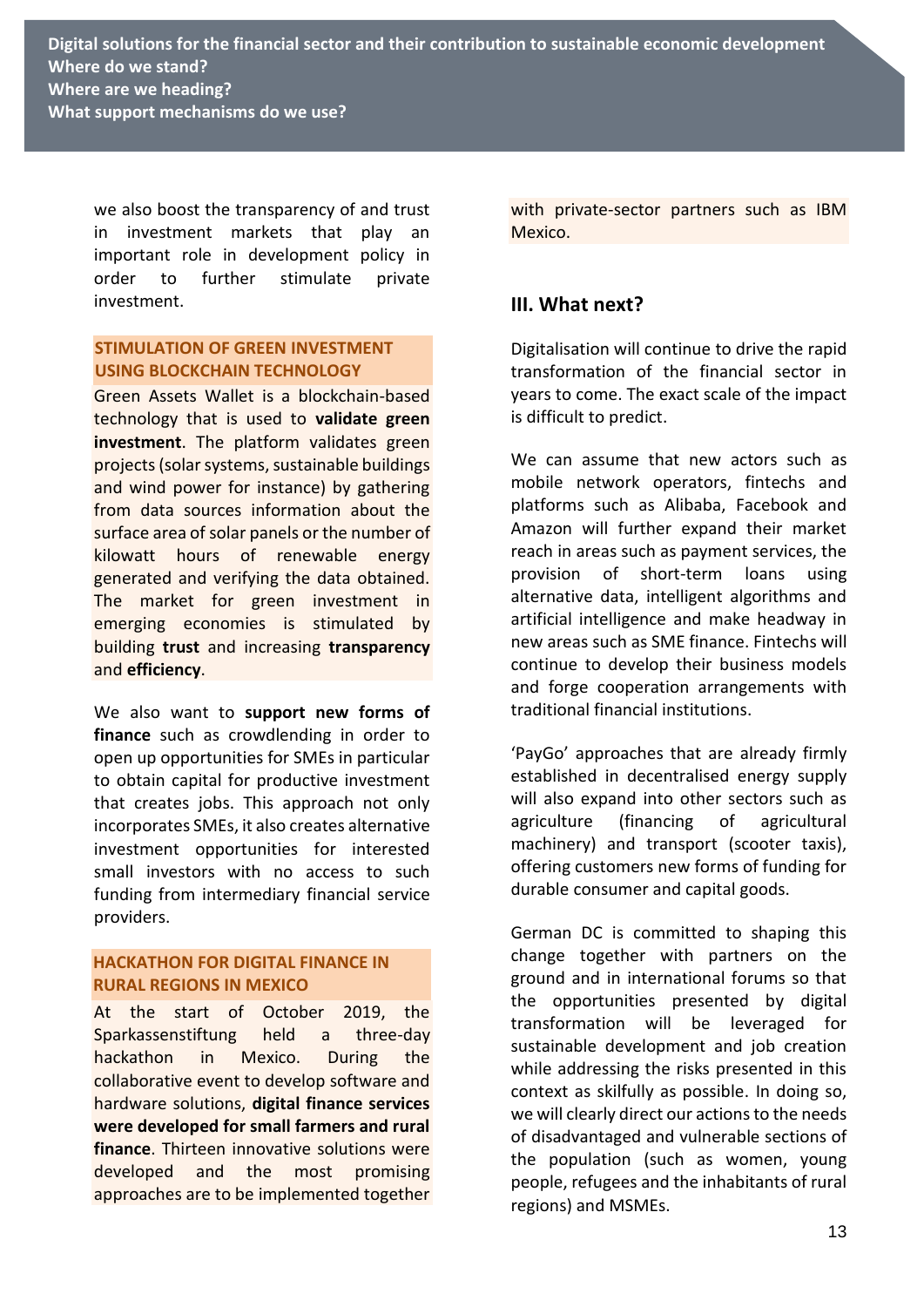we also boost the transparency of and trust in investment markets that play an important role in development policy in order to further stimulate private investment.

**STIMULATION OF GREEN INVESTMENT USING BLOCKCHAIN TECHNOLOGY**

Green Assets Wallet is a blockchain-based technology that is used to **validate green investment**. The platform validates green projects (solar systems, sustainable buildings and wind power for instance) by gathering from data sources information about the surface area of solar panels or the number of kilowatt hours of renewable energy generated and verifying the data obtained. The market for green investment in emerging economies is stimulated by building **trust** and increasing **transparency** and **efficiency**.

We also want to **support new forms of finance** such as crowdlending in order to open up opportunities for SMEs in particular to obtain capital for productive investment that creates jobs. This approach not only incorporates SMEs, it also creates alternative investment opportunities for interested small investors with no access to such funding from intermediary financial service providers.

**HACKATHON FOR DIGITAL FINANCE IN RURAL REGIONS IN MEXICO**

At the start of October 2019, the Sparkassenstiftung held a three-day hackathon in Mexico. During the collaborative event to develop software and hardware solutions, **digital finance services were developed for small farmers and rural finance**. Thirteen innovative solutions were developed and the most promising approaches are to be implemented together with private-sector partners such as IBM Mexico.

## III. What next?

Digitalisation will continue to drive the rapid transformation of the financial sector in years to come. The exact scale of the impact is difficult to predict.

We can assume that new actors such as mobile network operators, fintechs and platforms such as Alibaba, Facebook and Amazon will further expand their market reach in areas such as payment services, the provision of short-term loans using alternative data, intelligent algorithms and artificial intelligence and make headway in new areas such as SME finance. Fintechs will continue to develop their business models and forge cooperation arrangements with traditional financial institutions.

'PayGo' approaches that are already firmly established in decentralised energy supply will also expand into other sectors such as agriculture (financing of agricultural machinery) and transport (scooter taxis), offering customers new forms of funding for durable consumer and capital goods.

German DC is committed to shaping this change together with partners on the ground and in international forums so that the opportunities presented by digital transformation will be leveraged for sustainable development and job creation while addressing the risks presented in this context as skilfully as possible. In doing so, we will clearly direct our actions to the needs of disadvantaged and vulnerable sections of the population (such as women, young people, refugees and the inhabitants of rural regions) and MSMEs.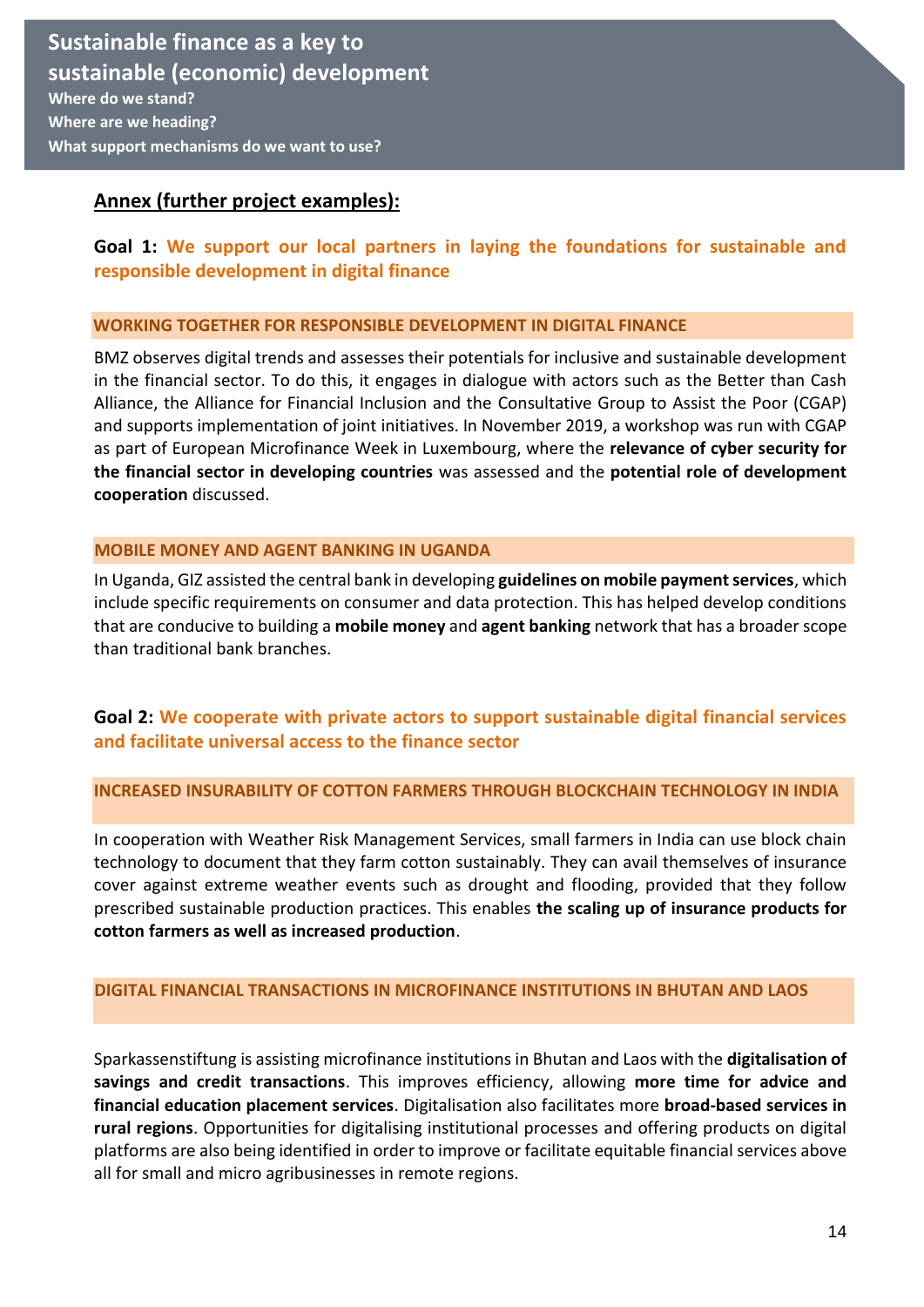## Annex (further project examples):

**Goal 1: We support our local partners in laying the foundations for sustainable and responsible development in digital finance**

### WORKING TOGETHER FOR RESPONSIBLE DEVELOPMENT IN DIGITAL FINANCE

BMZ observes digital trends and assesses their potentials for inclusive and sustainable development in the financial sector. To do this, it engages in dialogue with actors such as the Better than Cash Alliance, the Alliance for Financial Inclusion and the Consultative Group to Assist the Poor (CGAP) and supports implementation of joint initiatives. In November 2019, a workshop was run with CGAP as part of European Microfinance Week in Luxembourg, where the **relevance of cyber security for the financial sector in developing countries** was assessed and the **potential role of development cooperation** discussed.

### MOBILE MONEY AND AGENT BANKING IN UGANDA

In Uganda, GIZ assisted the central bank in developing **guidelines on mobile payment services**, which include specific requirements on consumer and data protection. This has helped develop conditions that are conducive to building a **mobile money** and **agent banking** network that has a broader scope than traditional bank branches.

**Goal 2: We cooperate with private actors to support sustainable digital financial services and facilitate universal access to the finance sector**

### INCREASED INSURABILITY OF COTTON FARMERS THROUGH BLOCKCHAIN TECHNOLOGY IN INDIA

In cooperation with Weather Risk Management Services, small farmers in India can use block chain technology to document that they farm cotton sustainably. They can avail themselves of insurance cover against extreme weather events such as drought and flooding, provided that they follow prescribed sustainable production practices. This enables **the scaling up of insurance products for cotton farmers as well as increased production**.

### DIGITAL FINANCIAL TRANSACTIONS IN MICROFINANCE INSTITUTIONS IN BHUTAN AND LAOS

Sparkassenstiftung is assisting microfinance institutions in Bhutan and Laos with the **digitalisation of savings and credit transactions**. This improves efficiency, allowing **more time for advice and financial education placement services**. Digitalisation also facilitates more **broad-based services in rural regions**. Opportunities for digitalising institutional processes and offering products on digital platforms are also being identified in order to improve or facilitate equitable financial services above all for small and micro agribusinesses in remote regions.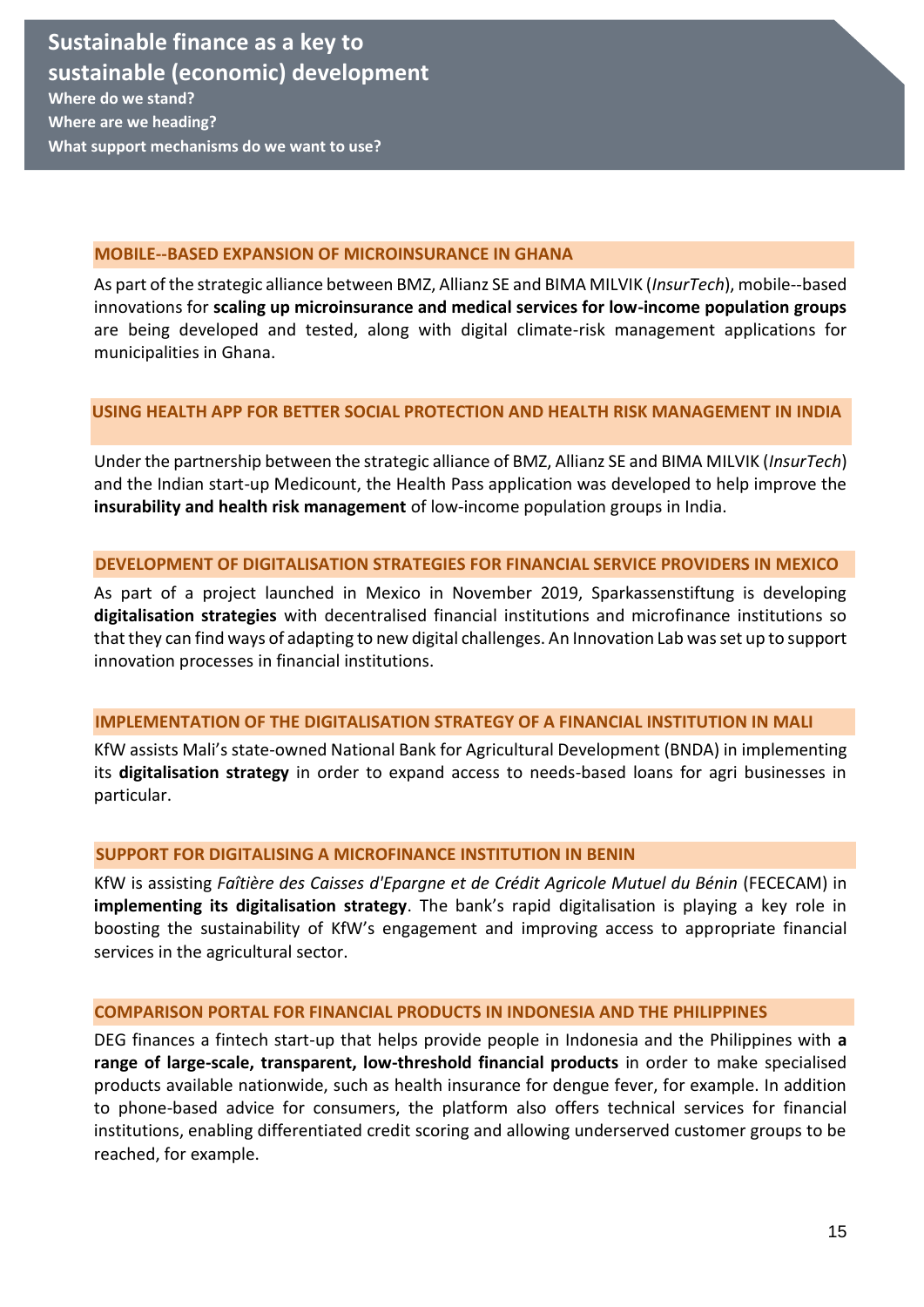### MOBILE--BASED EXPANSION OF MICROINSURANCE IN GHANA

As part of the strategic alliance between BMZ, Allianz SE and BIMA MILVIK (*InsurTech*), mobile--based innovations for **scaling up microinsurance and medical services for low-income population groups** are being developed and tested, along with digital climate-risk management applications for municipalities in Ghana.

### USING HEALTH APP FOR BETTER SOCIAL PROTECTION AND HEALTH RISK MANAGEMENT IN INDIA

Under the partnership between the strategic alliance of BMZ, Allianz SE and BIMA MILVIK (*InsurTech*) and the Indian start-up Medicount, the Health Pass application was developed to help improve the **insurability and health risk management** of low-income population groups in India.

### DEVELOPMENT OF DIGITALISATION STRATEGIES FOR FINANCIAL SERVICE PROVIDERS IN MEXICO

As part of a project launched in Mexico in November 2019, Sparkassenstiftung is developing **digitalisation strategies** with decentralised financial institutions and microfinance institutions so that they can find ways of adapting to new digital challenges. An Innovation Lab was set up to support innovation processes in financial institutions.

### IMPLEMENTATION OF THE DIGITALISATION STRATEGY OF A FINANCIAL INSTITUTION IN MALI

KfW assists Mali's state-owned National Bank for Agricultural Development (BNDA) in implementing its **digitalisation strategy** in order to expand access to needs-based loans for agri businesses in particular.

### SUPPORT FOR DIGITALISING A MICROFINANCE INSTITUTION IN BENIN

KfW is assisting *Faîtière des Caisses d'Epargne et de Crédit Agricole Mutuel du Bénin* (FECECAM) in **implementing its digitalisation strategy**. The bank's rapid digitalisation is playing a key role in boosting the sustainability of KfW's engagement and improving access to appropriate financial services in the agricultural sector.

### COMPARISON PORTAL FOR FINANCIAL PRODUCTS IN INDONESIA AND THE PHILIPPINES

DEG finances a fintech start-up that helps provide people in Indonesia and the Philippines with **a range of large-scale, transparent, low-threshold financial products** in order to make specialised products available nationwide, such as health insurance for dengue fever, for example. In addition to phone-based advice for consumers, the platform also offers technical services for financial institutions, enabling differentiated credit scoring and allowing underserved customer groups to be reached, for example.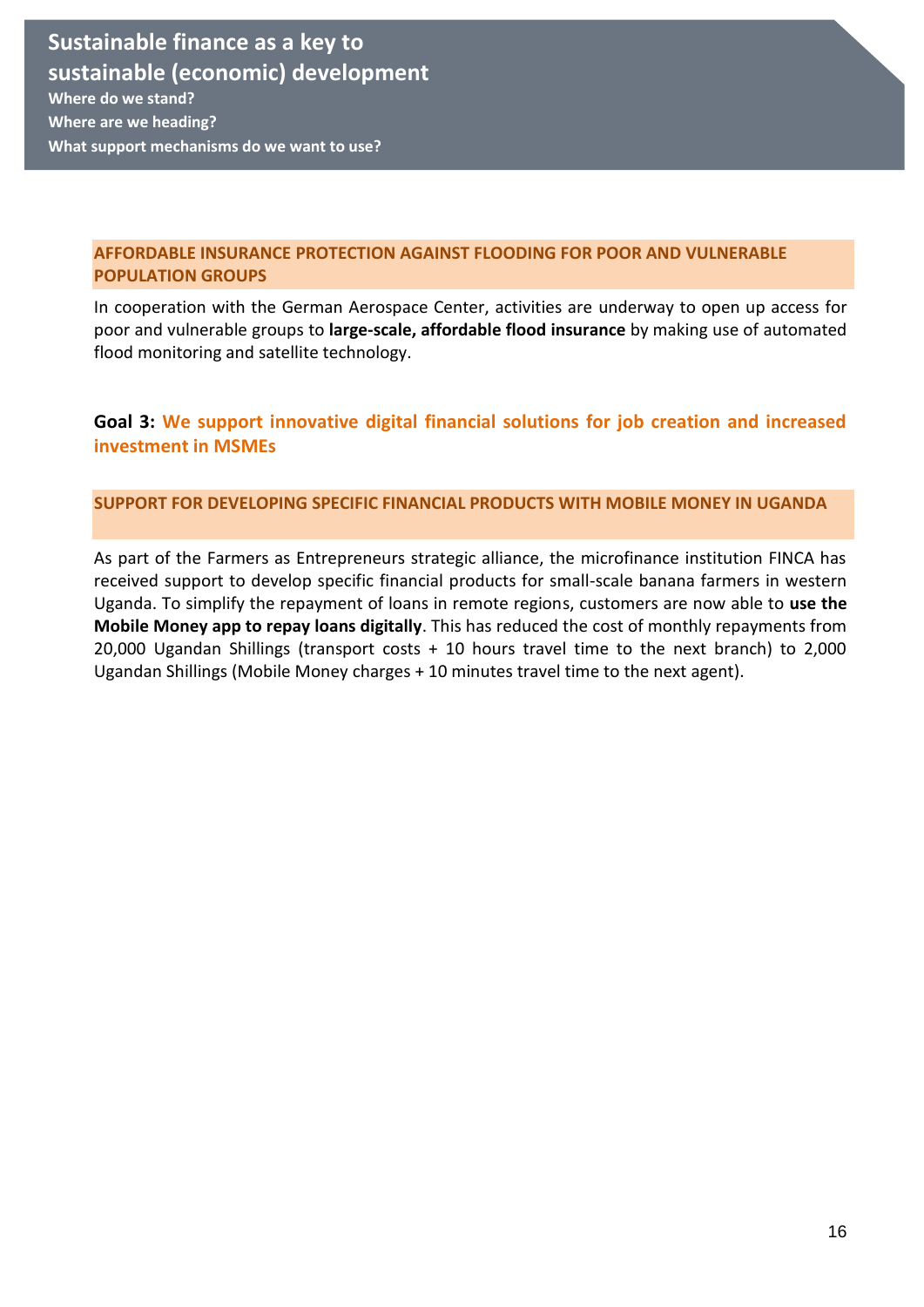### AFFORDABLE INSURANCE PROTECTION AGAINST FLOODING FOR POOR AND VULNERABLE POPULATION GROUPS

In cooperation with the German Aerospace Center, activities are underway to open up access for poor and vulnerable groups to **large-scale, affordable flood insurance** by making use of automated flood monitoring and satellite technology.

## Goal 3: We support innovative digital financial solutions for job creation and increased investment in MSMEs

### SUPPORT FOR DEVELOPING SPECIFIC FINANCIAL PRODUCTS WITH MOBILE MONEY IN UGANDA

As part of the Farmers as Entrepreneurs strategic alliance, the microfinance institution FINCA has received support to develop specific financial products for small-scale banana farmers in western Uganda. To simplify the repayment of loans in remote regions, customers are now able to **use the Mobile Money app to repay loans digitally**. This has reduced the cost of monthly repayments from 20,000 Ugandan Shillings (transport costs + 10 hours travel time to the next branch) to 2,000 Ugandan Shillings (Mobile Money charges + 10 minutes travel time to the next agent).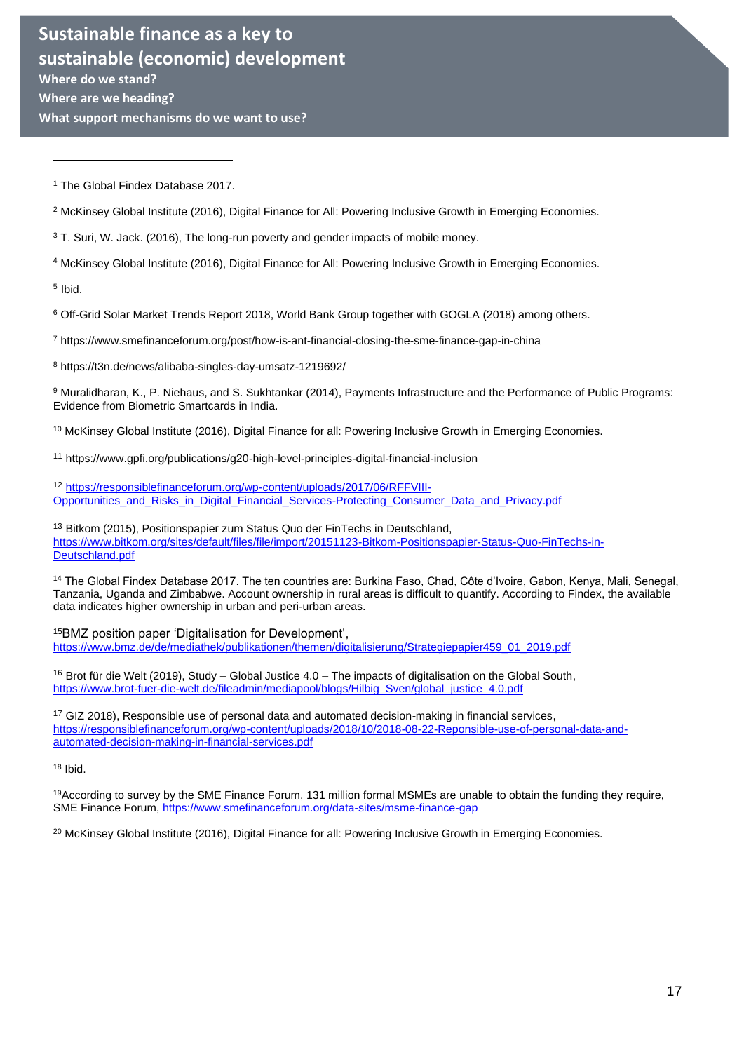[1] The Global Findex Database 2017.

[2] McKinsey Global Institute (2016), Digital Finance for All: Powering Inclusive Growth in Emerging Economies.

[3] T. Suri, W. Jack. (2016), The long-run poverty and gender impacts of mobile money.

[4] McKinsey Global Institute (2016), Digital Finance for All: Powering Inclusive Growth in Emerging Economies.

[5] Ibid.

[6] Off-Grid Solar Market Trends Report 2018, World Bank Group together with GOGLA (2018) among others.

[7] https://www.smefinanceforum.org/post/how-is-ant-financial-closing-the-sme-finance-gap-in-china

[8] https://t3n.de/news/alibaba-singles-day-umsatz-1219692/

[9] Muralidharan, K., P. Niehaus, and S. Sukhtankar (2014), Payments Infrastructure and the Performance of Public Programs: Evidence from Biometric Smartcards in India.

[10] McKinsey Global Institute (2016), Digital Finance for all: Powering Inclusive Growth in Emerging Economies.

[11] https://www.gpfi.org/publications/g20-high-level-principles-digital-financial-inclusion

[12] https://responsiblefinanceforum.org/wp-content/uploads/2017/06/RFFVIII-Opportunities_and_Risks_in_Digital_Financial_Services-Protecting_Consumer_Data_and_Privacy.pdf

[13] Bitkom (2015), Positionspapier zum Status Quo der FinTechs in Deutschland, https://www.bitkom.org/sites/default/files/file/import/20151123-Bitkom-Positionspapier-Status-Quo-FinTechs-in-Deutschland.pdf

[14] The Global Findex Database 2017. The ten countries are: Burkina Faso, Chad, Côte d'Ivoire, Gabon, Kenya, Mali, Senegal, Tanzania, Uganda and Zimbabwe. Account ownership in rural areas is difficult to quantify. According to Findex, the available data indicates higher ownership in urban and peri-urban areas.

[15] BMZ position paper 'Digitalisation for Development', https://www.bmz.de/de/mediathek/publikationen/themen/digitalisierung/Strategiepapier459_01_2019.pdf

[16] Brot für die Welt (2019), Study – Global Justice 4.0 – The impacts of digitalisation on the Global South, https://www.brot-fuer-die-welt.de/fileadmin/mediapool/blogs/Hilbig_Sven/global_justice_4.0.pdf

[17] GIZ 2018), Responsible use of personal data and automated decision-making in financial services, https://responsiblefinanceforum.org/wp-content/uploads/2018/10/2018-08-22-Reponsible-use-of-personal-data-and-automated-decision-making-in-financial-services.pdf

[18] Ibid.

[19] According to survey by the SME Finance Forum, 131 million formal MSMEs are unable to obtain the funding they require, SME Finance Forum, https://www.smefinanceforum.org/data-sites/msme-finance-gap

[20] McKinsey Global Institute (2016), Digital Finance for all: Powering Inclusive Growth in Emerging Economies.